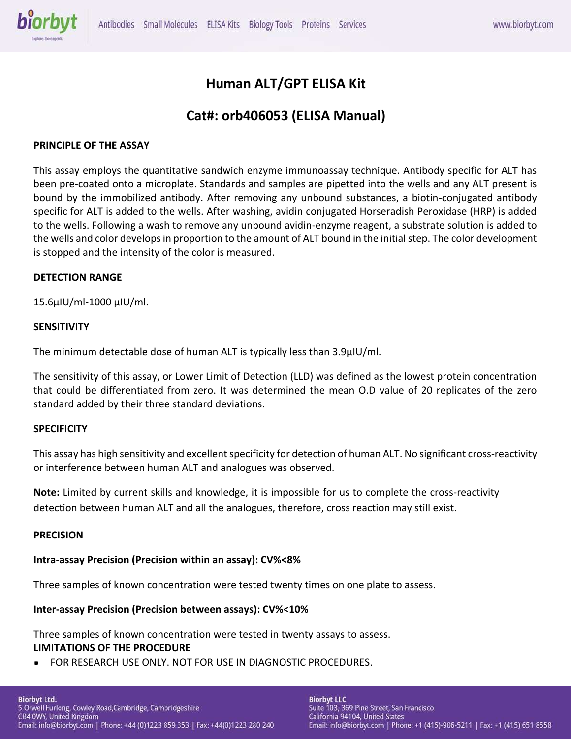# Human ALT/GPT ELISA Kit

## Cat#: orb406053 (ELISA Manual)

### PRINCIPLE OF THE ASSAY

This assay employs the quantitative sandwich enzyme immunoassay technique. Antibody specific for ALT has been pre-coated onto a microplate. Standards and samples are pipetted into the wells and any ALT present is bound by the immobilized antibody. After removing any unbound substances, a biotin-conjugated antibody specific for ALT is added to the wells. After washing, avidin conjugated Horseradish Peroxidase (HRP) is added to the wells. Following a wash to remove any unbound avidin-enzyme reagent, a substrate solution is added to the wells and color develops in proportion to the amount of ALT bound in the initial step. The color development is stopped and the intensity of the color is measured.

### DETECTION RANGE

15.6μIU/ml-1000 μIU/ml.

### SENSITIVITY

The minimum detectable dose of human ALT is typically less than 3.9μIU/ml.

The sensitivity of this assay, or Lower Limit of Detection (LLD) was defined as the lowest protein concentration that could be differentiated from zero. It was determined the mean O.D value of 20 replicates of the zero standard added by their three standard deviations.

### SPECIFICITY

This assay has high sensitivity and excellent specificity for detection of human ALT. No significant cross-reactivity or interference between human ALT and analogues was observed.

**Note:** Limited by current skills and knowledge, it is impossible for us to complete the cross-reactivity detection between human ALT and all the analogues, therefore, cross reaction may still exist.

### PRECISION

**Intra-assay Precision (Precision within an assay): CV%<8%**

Three samples of known concentration were tested twenty times on one plate to assess.

**Inter-assay Precision (Precision between assays): CV%<10%**

Three samples of known concentration were tested in twenty assays to assess.

### LIMITATIONS OF THE PROCEDURE

- FOR RESEARCH USE ONLY. NOT FOR USE IN DIAGNOSTIC PROCEDURES.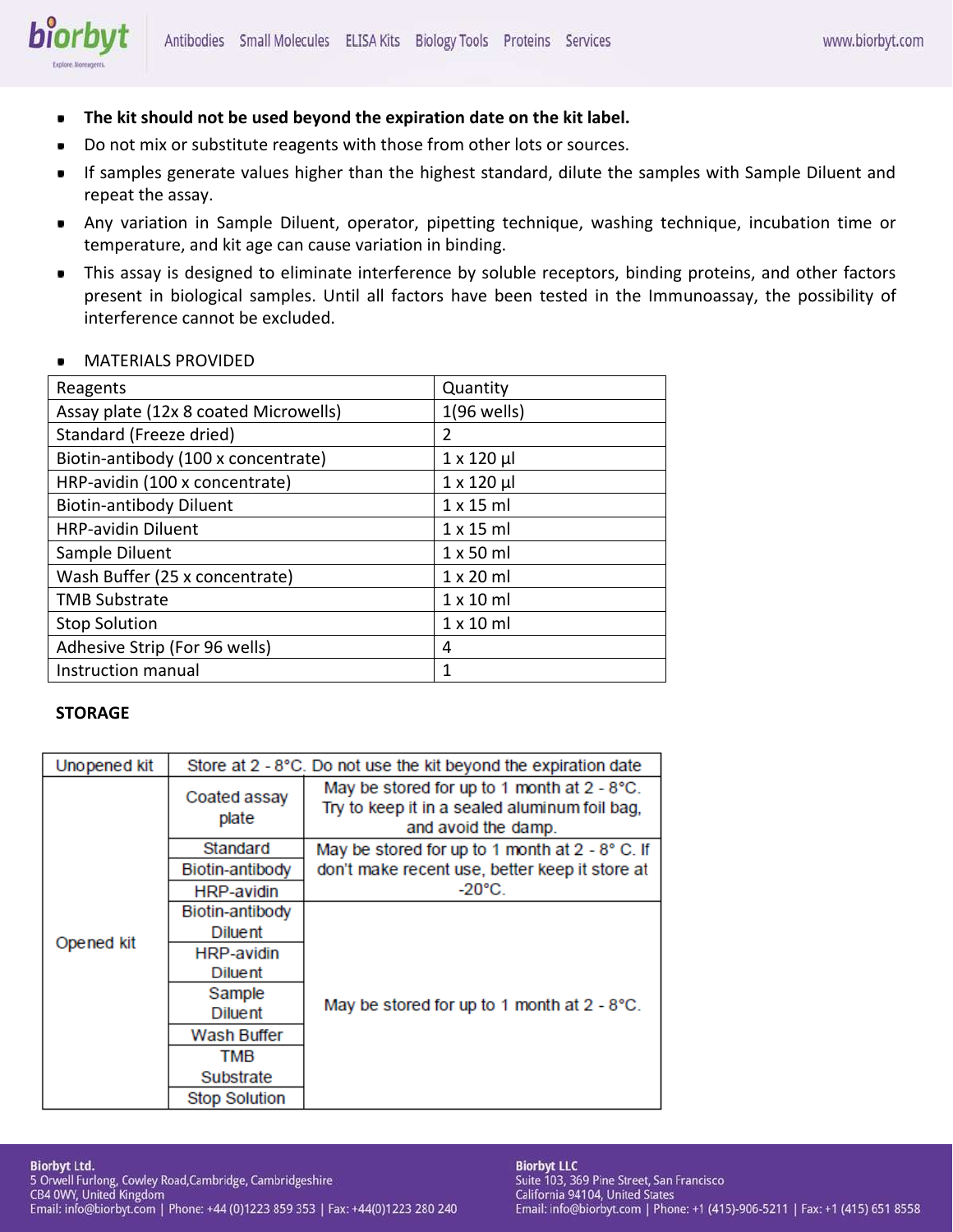- **The kit should not be used beyond the expiration date on the kit label.**
- Do not mix or substitute reagents with those from other lots or sources.
- If samples generate values higher than the highest standard, dilute the samples with Sample Diluent and repeat the assay.
- Any variation in Sample Diluent, operator, pipetting technique, washing technique, incubation time or temperature, and kit age can cause variation in binding.
- This assay is designed to eliminate interference by soluble receptors, binding proteins, and other factors present in biological samples. Until all factors have been tested in the Immunoassay, the possibility of interference cannot be excluded.

- MATERIALS PROVIDED

| Reagents | Quantity |
| --- | --- |
| Assay plate (12x 8 coated Microwells) | 1(96 wells) |
| Standard (Freeze dried) | 2 |
| Biotin-antibody (100 x concentrate) | 1 x 120 µl |
| HRP-avidin (100 x concentrate) | 1 x 120 µl |
| Biotin-antibody Diluent | 1 x 15 ml |
| HRP-avidin Diluent | 1 x 15 ml |
| Sample Diluent | 1 x 50 ml |
| Wash Buffer (25 x concentrate) | 1 x 20 ml |
| TMB Substrate | 1 x 10 ml |
| Stop Solution | 1 x 10 ml |
| Adhesive Strip (For 96 wells) | 4 |
| Instruction manual | 1 |

**STORAGE**

| Unopened kit | Store at 2 - 8°C. Do not use the kit beyond the expiration date | |
| --- | --- | --- |
| Opened kit | Coated assay plate | May be stored for up to 1 month at 2 - 8°C. Try to keep it in a sealed aluminum foil bag, and avoid the damp. |
| | Standard | May be stored for up to 1 month at 2 - 8° C. If don't make recent use, better keep it store at -20°C. |
| | Biotin-antibody | |
| | HRP-avidin | |
| | Biotin-antibody Diluent | May be stored for up to 1 month at 2 - 8°C. |
| | HRP-avidin Diluent | |
| | Sample Diluent | |
| | Wash Buffer | |
| | TMB Substrate | |
| | Stop Solution | |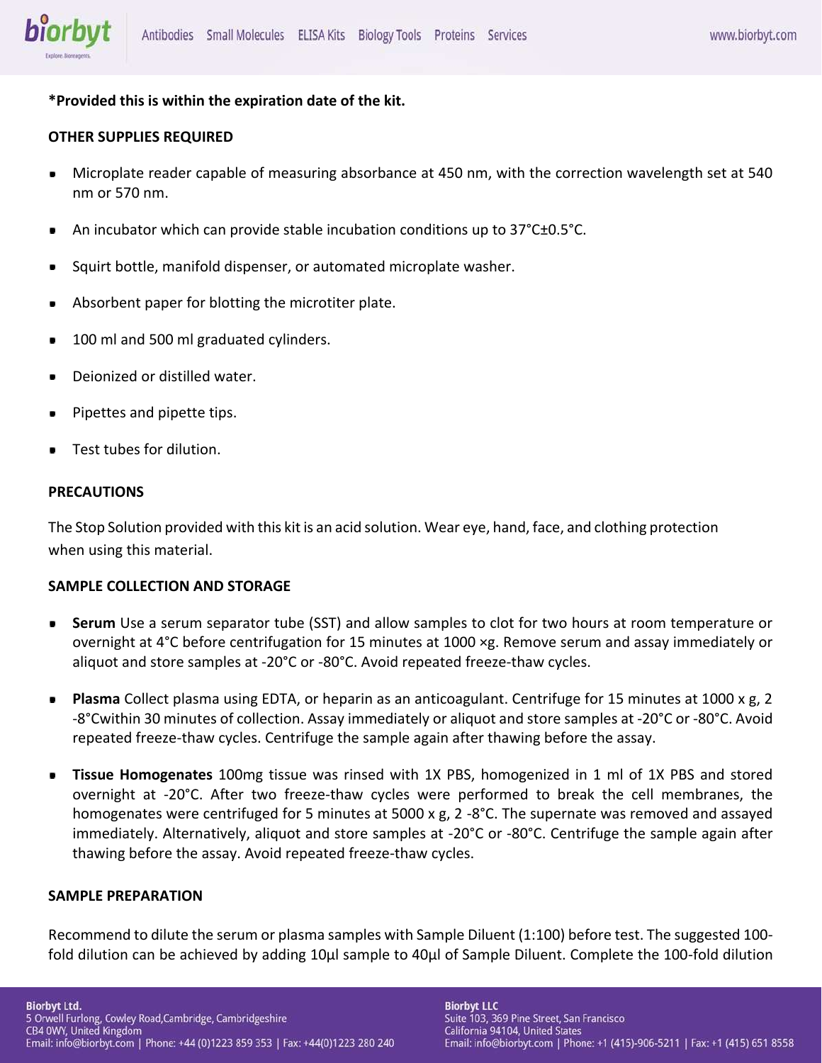**\*Provided this is within the expiration date of the kit.**

**OTHER SUPPLIES REQUIRED**

- Microplate reader capable of measuring absorbance at 450 nm, with the correction wavelength set at 540 nm or 570 nm.
- An incubator which can provide stable incubation conditions up to 37°C±0.5°C.
- Squirt bottle, manifold dispenser, or automated microplate washer.
- Absorbent paper for blotting the microtiter plate.
- 100 ml and 500 ml graduated cylinders.
- Deionized or distilled water.
- Pipettes and pipette tips.
- Test tubes for dilution.

**PRECAUTIONS**

The Stop Solution provided with this kit is an acid solution. Wear eye, hand, face, and clothing protection when using this material.

**SAMPLE COLLECTION AND STORAGE**

- **Serum** Use a serum separator tube (SST) and allow samples to clot for two hours at room temperature or overnight at 4°C before centrifugation for 15 minutes at 1000 ×g. Remove serum and assay immediately or aliquot and store samples at -20°C or -80°C. Avoid repeated freeze-thaw cycles.
- **Plasma** Collect plasma using EDTA, or heparin as an anticoagulant. Centrifuge for 15 minutes at 1000 x g, 2 -8°Cwithin 30 minutes of collection. Assay immediately or aliquot and store samples at -20°C or -80°C. Avoid repeated freeze-thaw cycles. Centrifuge the sample again after thawing before the assay.
- **Tissue Homogenates** 100mg tissue was rinsed with 1X PBS, homogenized in 1 ml of 1X PBS and stored overnight at -20°C. After two freeze-thaw cycles were performed to break the cell membranes, the homogenates were centrifuged for 5 minutes at 5000 x g, 2 -8°C. The supernate was removed and assayed immediately. Alternatively, aliquot and store samples at -20°C or -80°C. Centrifuge the sample again after thawing before the assay. Avoid repeated freeze-thaw cycles.

**SAMPLE PREPARATION**

Recommend to dilute the serum or plasma samples with Sample Diluent (1:100) before test. The suggested 100-fold dilution can be achieved by adding 10µl sample to 40µl of Sample Diluent. Complete the 100-fold dilution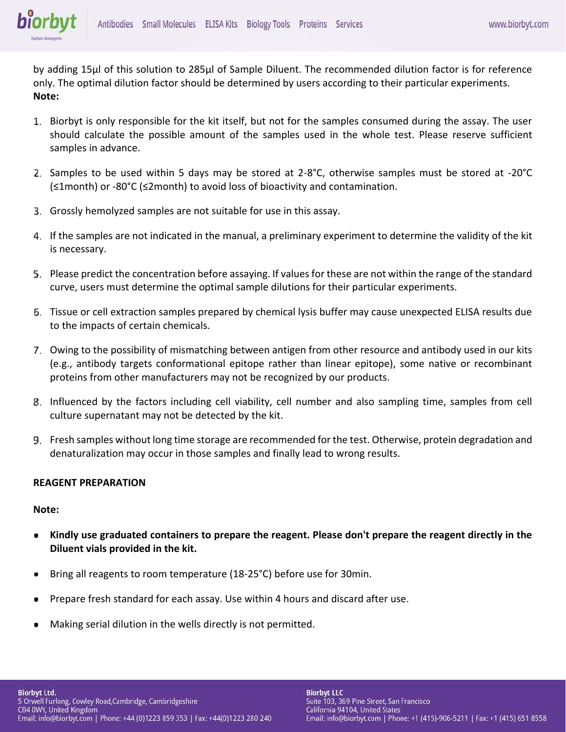by adding 15μl of this solution to 285μl of Sample Diluent. The recommended dilution factor is for reference only. The optimal dilution factor should be determined by users according to their particular experiments.

**Note:**

1. Biorbyt is only responsible for the kit itself, but not for the samples consumed during the assay. The user should calculate the possible amount of the samples used in the whole test. Please reserve sufficient samples in advance.
2. Samples to be used within 5 days may be stored at 2-8°C, otherwise samples must be stored at -20°C (≤1month) or -80°C (≤2month) to avoid loss of bioactivity and contamination.
3. Grossly hemolyzed samples are not suitable for use in this assay.
4. If the samples are not indicated in the manual, a preliminary experiment to determine the validity of the kit is necessary.
5. Please predict the concentration before assaying. If values for these are not within the range of the standard curve, users must determine the optimal sample dilutions for their particular experiments.
6. Tissue or cell extraction samples prepared by chemical lysis buffer may cause unexpected ELISA results due to the impacts of certain chemicals.
7. Owing to the possibility of mismatching between antigen from other resource and antibody used in our kits (e.g., antibody targets conformational epitope rather than linear epitope), some native or recombinant proteins from other manufacturers may not be recognized by our products.
8. Influenced by the factors including cell viability, cell number and also sampling time, samples from cell culture supernatant may not be detected by the kit.
9. Fresh samples without long time storage are recommended for the test. Otherwise, protein degradation and denaturalization may occur in those samples and finally lead to wrong results.

**REAGENT PREPARATION**

**Note:**

- **Kindly use graduated containers to prepare the reagent. Please don't prepare the reagent directly in the Diluent vials provided in the kit.**
- Bring all reagents to room temperature (18-25°C) before use for 30min.
- Prepare fresh standard for each assay. Use within 4 hours and discard after use.
- Making serial dilution in the wells directly is not permitted.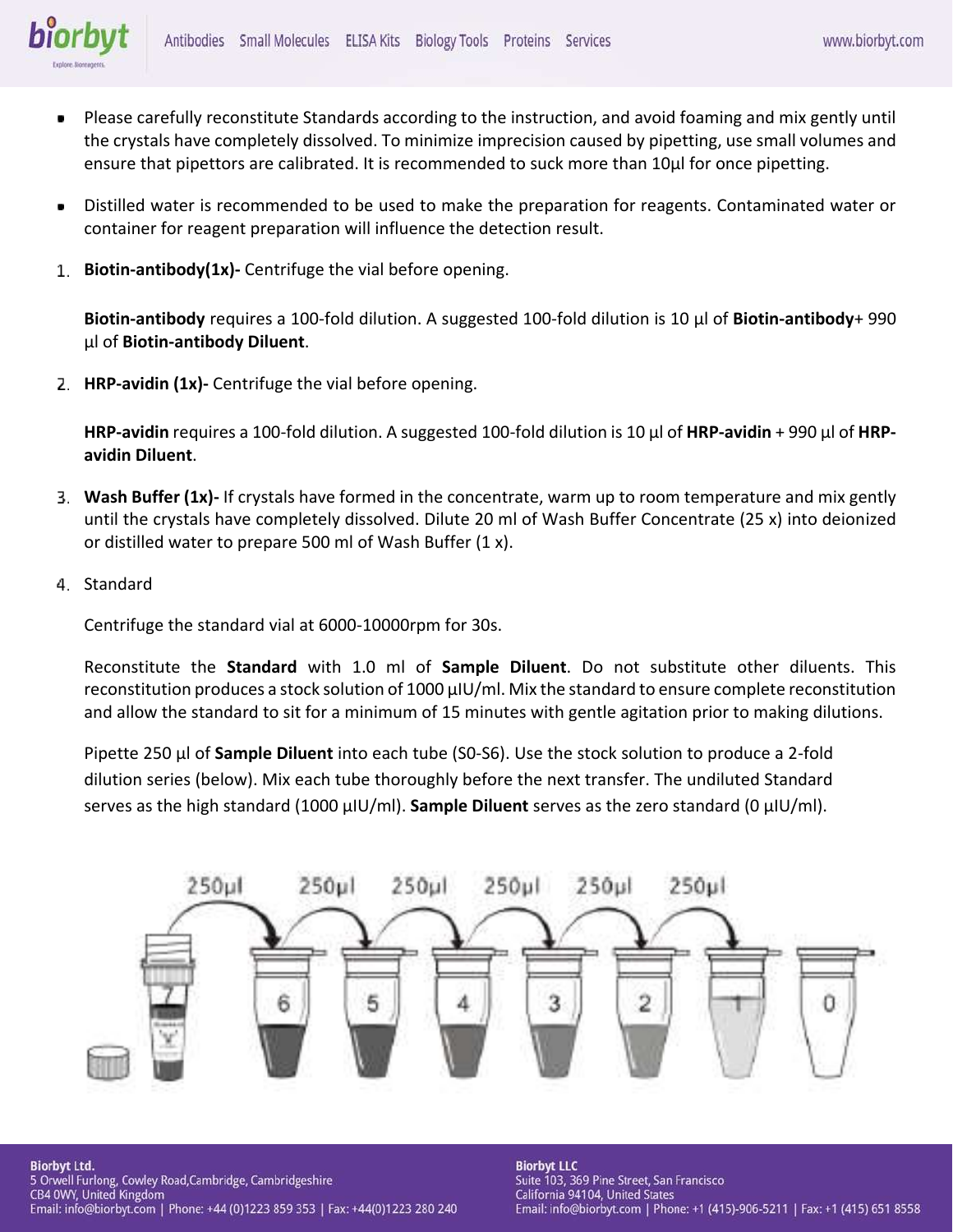- Please carefully reconstitute Standards according to the instruction, and avoid foaming and mix gently until the crystals have completely dissolved. To minimize imprecision caused by pipetting, use small volumes and ensure that pipettors are calibrated. It is recommended to suck more than 10μl for once pipetting.

- Distilled water is recommended to be used to make the preparation for reagents. Contaminated water or container for reagent preparation will influence the detection result.

1. **Biotin-antibody(1x)-** Centrifuge the vial before opening.

   **Biotin-antibody** requires a 100-fold dilution. A suggested 100-fold dilution is 10 μl of **Biotin-antibody**+ 990 μl of **Biotin-antibody Diluent**.

2. **HRP-avidin (1x)-** Centrifuge the vial before opening.

   **HRP-avidin** requires a 100-fold dilution. A suggested 100-fold dilution is 10 μl of **HRP-avidin** + 990 μl of **HRP-avidin Diluent**.

3. **Wash Buffer (1x)-** If crystals have formed in the concentrate, warm up to room temperature and mix gently until the crystals have completely dissolved. Dilute 20 ml of Wash Buffer Concentrate (25 x) into deionized or distilled water to prepare 500 ml of Wash Buffer (1 x).

4. Standard

   Centrifuge the standard vial at 6000-10000rpm for 30s.

   Reconstitute the **Standard** with 1.0 ml of **Sample Diluent**. Do not substitute other diluents. This reconstitution produces a stock solution of 1000 μIU/ml. Mix the standard to ensure complete reconstitution and allow the standard to sit for a minimum of 15 minutes with gentle agitation prior to making dilutions.

   Pipette 250 μl of **Sample Diluent** into each tube (S0-S6). Use the stock solution to produce a 2-fold dilution series (below). Mix each tube thoroughly before the next transfer. The undiluted Standard serves as the high standard (1000 μIU/ml). **Sample Diluent** serves as the zero standard (0 μIU/ml).

250μl 250μl 250μl 250μl 250μl 250μl

7 6 5 4 3 2 1 0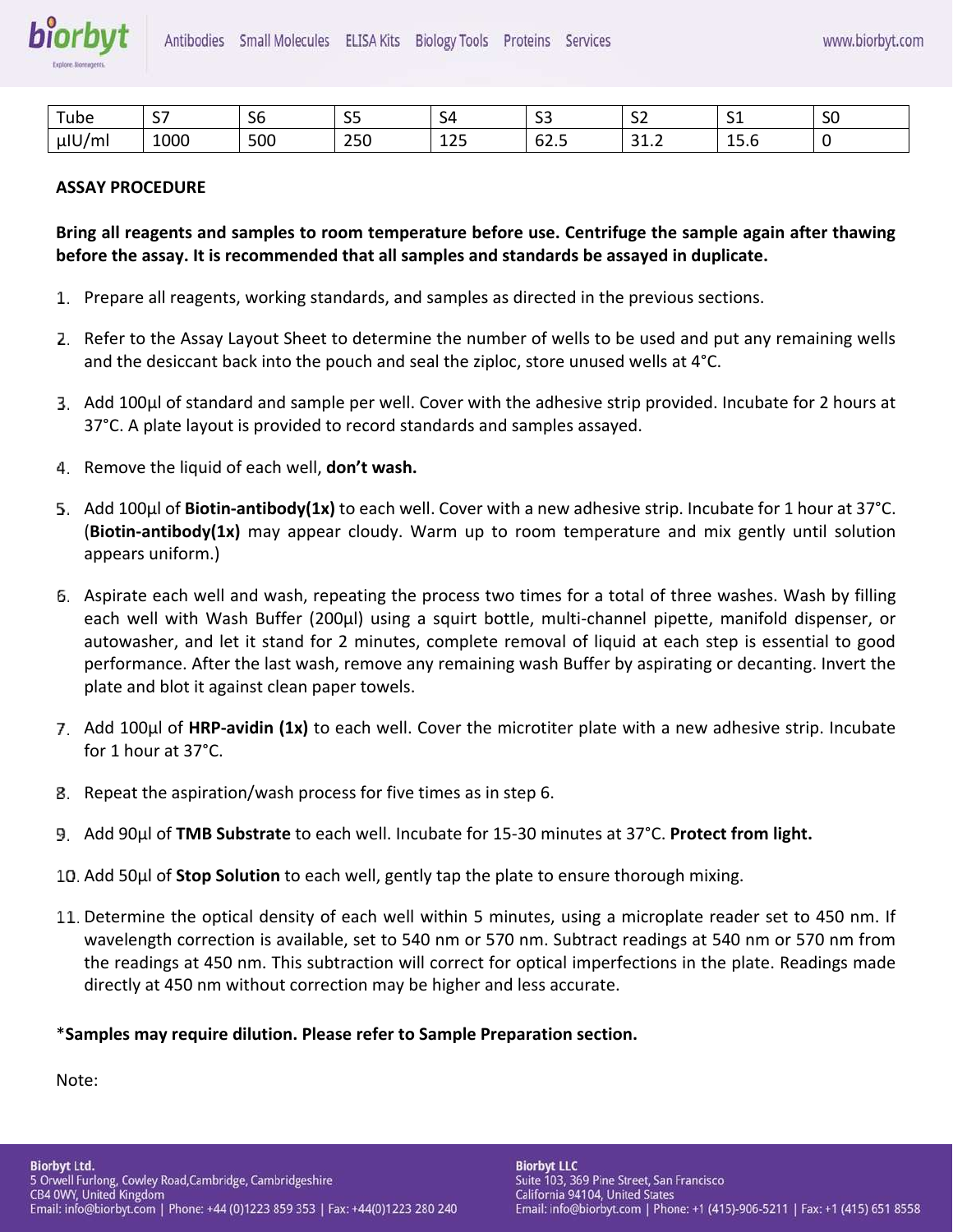| Tube | S7 | S6 | S5 | S4 | S3 | S2 | S1 | S0 |
|---|---|---|---|---|---|---|---|---|
| μIU/ml | 1000 | 500 | 250 | 125 | 62.5 | 31.2 | 15.6 | 0 |

**ASSAY PROCEDURE**

**Bring all reagents and samples to room temperature before use. Centrifuge the sample again after thawing before the assay. It is recommended that all samples and standards be assayed in duplicate.**

1. Prepare all reagents, working standards, and samples as directed in the previous sections.
2. Refer to the Assay Layout Sheet to determine the number of wells to be used and put any remaining wells and the desiccant back into the pouch and seal the ziploc, store unused wells at 4°C.
3. Add 100μl of standard and sample per well. Cover with the adhesive strip provided. Incubate for 2 hours at 37°C. A plate layout is provided to record standards and samples assayed.
4. Remove the liquid of each well, **don't wash.**
5. Add 100μl of **Biotin-antibody(1x)** to each well. Cover with a new adhesive strip. Incubate for 1 hour at 37°C. (**Biotin-antibody(1x)** may appear cloudy. Warm up to room temperature and mix gently until solution appears uniform.)
6. Aspirate each well and wash, repeating the process two times for a total of three washes. Wash by filling each well with Wash Buffer (200μl) using a squirt bottle, multi-channel pipette, manifold dispenser, or autowasher, and let it stand for 2 minutes, complete removal of liquid at each step is essential to good performance. After the last wash, remove any remaining wash Buffer by aspirating or decanting. Invert the plate and blot it against clean paper towels.
7. Add 100μl of **HRP-avidin (1x)** to each well. Cover the microtiter plate with a new adhesive strip. Incubate for 1 hour at 37°C.
8. Repeat the aspiration/wash process for five times as in step 6.
9. Add 90μl of **TMB Substrate** to each well. Incubate for 15-30 minutes at 37°C. **Protect from light.**
10. Add 50μl of **Stop Solution** to each well, gently tap the plate to ensure thorough mixing.
11. Determine the optical density of each well within 5 minutes, using a microplate reader set to 450 nm. If wavelength correction is available, set to 540 nm or 570 nm. Subtract readings at 540 nm or 570 nm from the readings at 450 nm. This subtraction will correct for optical imperfections in the plate. Readings made directly at 450 nm without correction may be higher and less accurate.

*__Samples may require dilution. Please refer to Sample Preparation section.__

Note: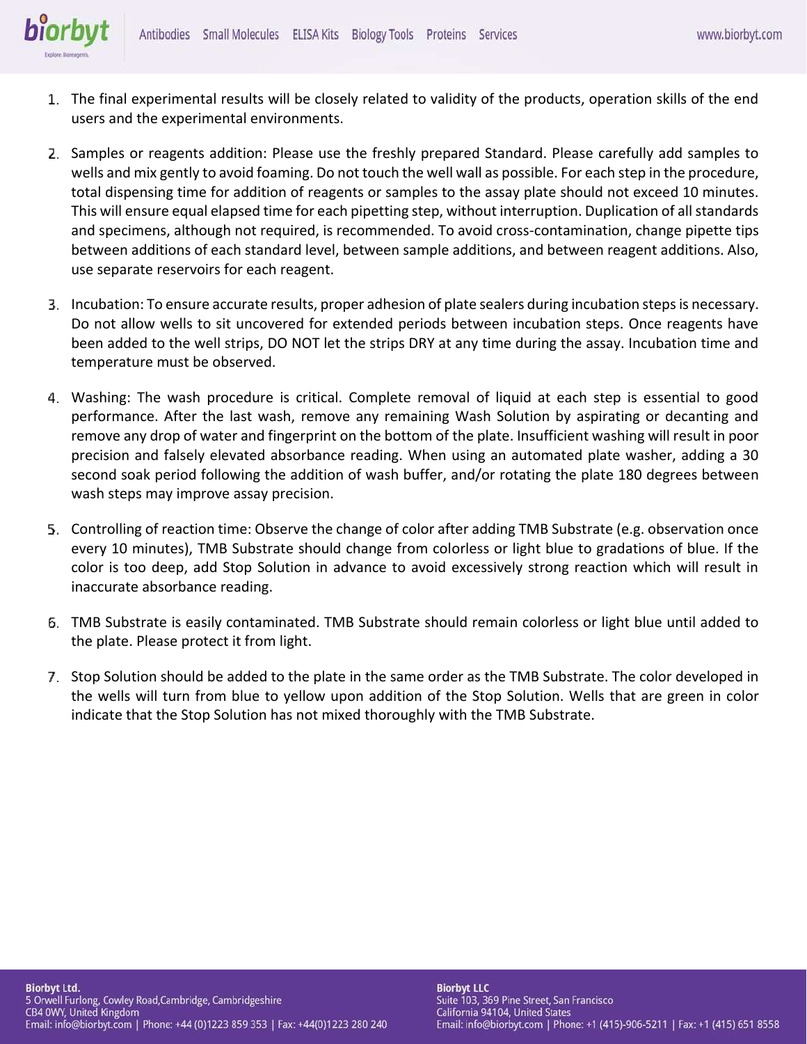1. The final experimental results will be closely related to validity of the products, operation skills of the end users and the experimental environments.

2. Samples or reagents addition: Please use the freshly prepared Standard. Please carefully add samples to wells and mix gently to avoid foaming. Do not touch the well wall as possible. For each step in the procedure, total dispensing time for addition of reagents or samples to the assay plate should not exceed 10 minutes. This will ensure equal elapsed time for each pipetting step, without interruption. Duplication of all standards and specimens, although not required, is recommended. To avoid cross-contamination, change pipette tips between additions of each standard level, between sample additions, and between reagent additions. Also, use separate reservoirs for each reagent.

3. Incubation: To ensure accurate results, proper adhesion of plate sealers during incubation steps is necessary. Do not allow wells to sit uncovered for extended periods between incubation steps. Once reagents have been added to the well strips, DO NOT let the strips DRY at any time during the assay. Incubation time and temperature must be observed.

4. Washing: The wash procedure is critical. Complete removal of liquid at each step is essential to good performance. After the last wash, remove any remaining Wash Solution by aspirating or decanting and remove any drop of water and fingerprint on the bottom of the plate. Insufficient washing will result in poor precision and falsely elevated absorbance reading. When using an automated plate washer, adding a 30 second soak period following the addition of wash buffer, and/or rotating the plate 180 degrees between wash steps may improve assay precision.

5. Controlling of reaction time: Observe the change of color after adding TMB Substrate (e.g. observation once every 10 minutes), TMB Substrate should change from colorless or light blue to gradations of blue. If the color is too deep, add Stop Solution in advance to avoid excessively strong reaction which will result in inaccurate absorbance reading.

6. TMB Substrate is easily contaminated. TMB Substrate should remain colorless or light blue until added to the plate. Please protect it from light.

7. Stop Solution should be added to the plate in the same order as the TMB Substrate. The color developed in the wells will turn from blue to yellow upon addition of the Stop Solution. Wells that are green in color indicate that the Stop Solution has not mixed thoroughly with the TMB Substrate.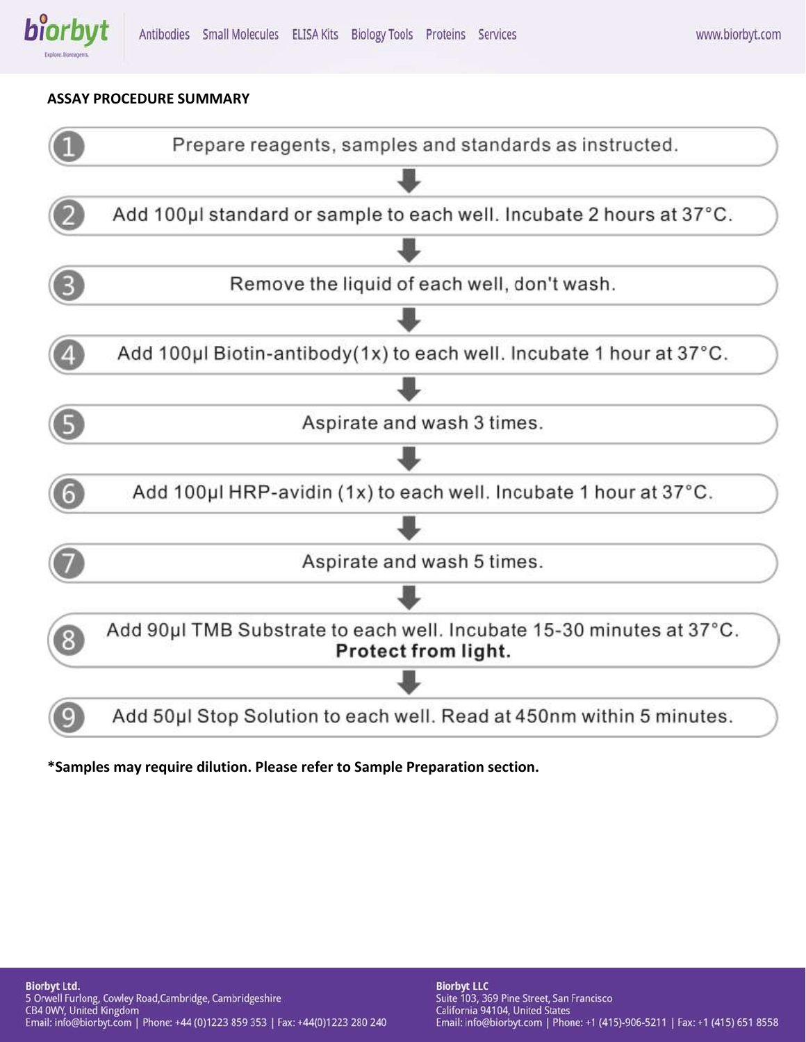**ASSAY PROCEDURE SUMMARY**

1. Prepare reagents, samples and standards as instructed.
2. Add 100µl standard or sample to each well. Incubate 2 hours at 37°C.
3. Remove the liquid of each well, don't wash.
4. Add 100µl Biotin-antibody(1x) to each well. Incubate 1 hour at 37°C.
5. Aspirate and wash 3 times.
6. Add 100µl HRP-avidin (1x) to each well. Incubate 1 hour at 37°C.
7. Aspirate and wash 5 times.
8. Add 90µl TMB Substrate to each well. Incubate 15-30 minutes at 37°C. **Protect from light.**
9. Add 50µl Stop Solution to each well. Read at 450nm within 5 minutes.

***Samples may require dilution. Please refer to Sample Preparation section.**